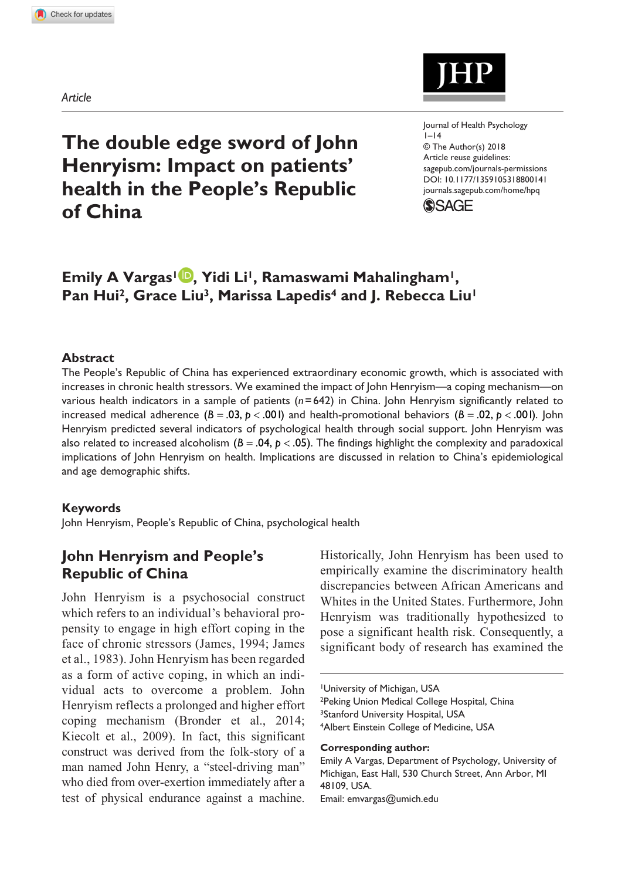Article

# The double edge sword of John Henryism: Impact on patients' health in the People's Republic of China

Journal of Health Psychology
© The Author(s) 2018
Article reuse guidelines: sagepub.com/journals-permissions
DOI: 10.1177/1359105318800141
journals.sagepub.com/home/hpq

**Emily A Vargas[1], Yidi Li[1], Ramaswami Mahalingham[1], Pan Hui[2], Grace Liu[3], Marissa Lapedis[4] and J. Rebecca Liu[1]**

## Abstract

The People's Republic of China has experienced extraordinary economic growth, which is associated with increases in chronic health stressors. We examined the impact of John Henryism—a coping mechanism—on various health indicators in a sample of patients ($n = 642$) in China. John Henryism significantly related to increased medical adherence ($B = .03$, $p < .001$) and health-promotional behaviors ($B = .02$, $p < .001$). John Henryism predicted several indicators of psychological health through social support. John Henryism was also related to increased alcoholism ($B = .04$, $p < .05$). The findings highlight the complexity and paradoxical implications of John Henryism on health. Implications are discussed in relation to China's epidemiological and age demographic shifts.

## Keywords

John Henryism, People's Republic of China, psychological health

## John Henryism and People's Republic of China

John Henryism is a psychosocial construct which refers to an individual's behavioral propensity to engage in high effort coping in the face of chronic stressors (James, 1994; James et al., 1983). John Henryism has been regarded as a form of active coping, in which an individual acts to overcome a problem. John Henryism reflects a prolonged and higher effort coping mechanism (Bronder et al., 2014; Kiecolt et al., 2009). In fact, this significant construct was derived from the folk-story of a man named John Henry, a "steel-driving man" who died from over-exertion immediately after a test of physical endurance against a machine. Historically, John Henryism has been used to empirically examine the discriminatory health discrepancies between African Americans and Whites in the United States. Furthermore, John Henryism was traditionally hypothesized to pose a significant health risk. Consequently, a significant body of research has examined the

[1]University of Michigan, USA
[2]Peking Union Medical College Hospital, China
[3]Stanford University Hospital, USA
[4]Albert Einstein College of Medicine, USA

**Corresponding author:**
Emily A Vargas, Department of Psychology, University of Michigan, East Hall, 530 Church Street, Ann Arbor, MI 48109, USA.
Email: emvargas@umich.edu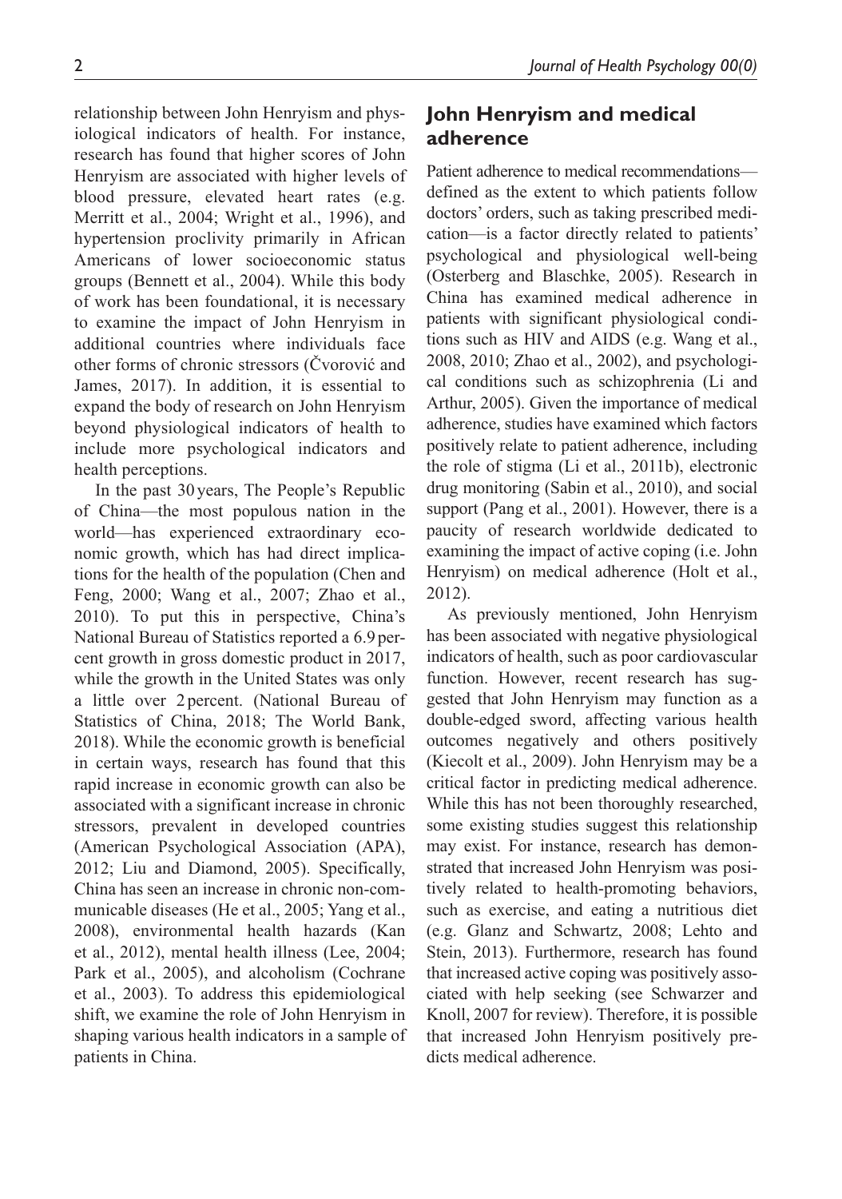relationship between John Henryism and physiological indicators of health. For instance, research has found that higher scores of John Henryism are associated with higher levels of blood pressure, elevated heart rates (e.g. Merritt et al., 2004; Wright et al., 1996), and hypertension proclivity primarily in African Americans of lower socioeconomic status groups (Bennett et al., 2004). While this body of work has been foundational, it is necessary to examine the impact of John Henryism in additional countries where individuals face other forms of chronic stressors (Čvorović and James, 2017). In addition, it is essential to expand the body of research on John Henryism beyond physiological indicators of health to include more psychological indicators and health perceptions.

In the past 30 years, The People's Republic of China—the most populous nation in the world—has experienced extraordinary economic growth, which has had direct implications for the health of the population (Chen and Feng, 2000; Wang et al., 2007; Zhao et al., 2010). To put this in perspective, China's National Bureau of Statistics reported a 6.9 percent growth in gross domestic product in 2017, while the growth in the United States was only a little over 2 percent. (National Bureau of Statistics of China, 2018; The World Bank, 2018). While the economic growth is beneficial in certain ways, research has found that this rapid increase in economic growth can also be associated with a significant increase in chronic stressors, prevalent in developed countries (American Psychological Association (APA), 2012; Liu and Diamond, 2005). Specifically, China has seen an increase in chronic non-communicable diseases (He et al., 2005; Yang et al., 2008), environmental health hazards (Kan et al., 2012), mental health illness (Lee, 2004; Park et al., 2005), and alcoholism (Cochrane et al., 2003). To address this epidemiological shift, we examine the role of John Henryism in shaping various health indicators in a sample of patients in China.

## John Henryism and medical adherence

Patient adherence to medical recommendations—defined as the extent to which patients follow doctors' orders, such as taking prescribed medication—is a factor directly related to patients' psychological and physiological well-being (Osterberg and Blaschke, 2005). Research in China has examined medical adherence in patients with significant physiological conditions such as HIV and AIDS (e.g. Wang et al., 2008, 2010; Zhao et al., 2002), and psychological conditions such as schizophrenia (Li and Arthur, 2005). Given the importance of medical adherence, studies have examined which factors positively relate to patient adherence, including the role of stigma (Li et al., 2011b), electronic drug monitoring (Sabin et al., 2010), and social support (Pang et al., 2001). However, there is a paucity of research worldwide dedicated to examining the impact of active coping (i.e. John Henryism) on medical adherence (Holt et al., 2012).

As previously mentioned, John Henryism has been associated with negative physiological indicators of health, such as poor cardiovascular function. However, recent research has suggested that John Henryism may function as a double-edged sword, affecting various health outcomes negatively and others positively (Kiecolt et al., 2009). John Henryism may be a critical factor in predicting medical adherence. While this has not been thoroughly researched, some existing studies suggest this relationship may exist. For instance, research has demonstrated that increased John Henryism was positively related to health-promoting behaviors, such as exercise, and eating a nutritious diet (e.g. Glanz and Schwartz, 2008; Lehto and Stein, 2013). Furthermore, research has found that increased active coping was positively associated with help seeking (see Schwarzer and Knoll, 2007 for review). Therefore, it is possible that increased John Henryism positively predicts medical adherence.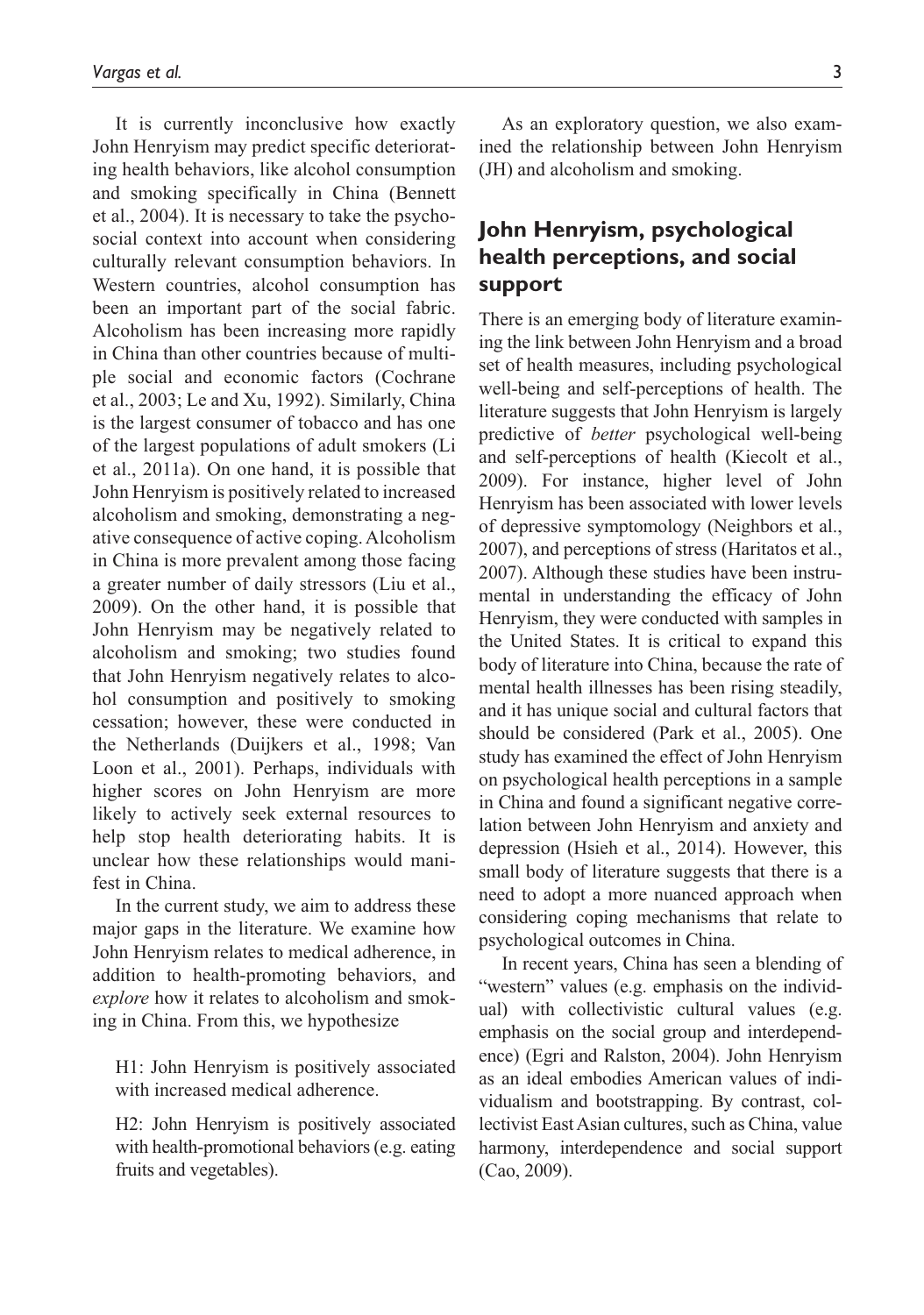It is currently inconclusive how exactly John Henryism may predict specific deteriorating health behaviors, like alcohol consumption and smoking specifically in China (Bennett et al., 2004). It is necessary to take the psychosocial context into account when considering culturally relevant consumption behaviors. In Western countries, alcohol consumption has been an important part of the social fabric. Alcoholism has been increasing more rapidly in China than other countries because of multiple social and economic factors (Cochrane et al., 2003; Le and Xu, 1992). Similarly, China is the largest consumer of tobacco and has one of the largest populations of adult smokers (Li et al., 2011a). On one hand, it is possible that John Henryism is positively related to increased alcoholism and smoking, demonstrating a negative consequence of active coping. Alcoholism in China is more prevalent among those facing a greater number of daily stressors (Liu et al., 2009). On the other hand, it is possible that John Henryism may be negatively related to alcoholism and smoking; two studies found that John Henryism negatively relates to alcohol consumption and positively to smoking cessation; however, these were conducted in the Netherlands (Duijkers et al., 1998; Van Loon et al., 2001). Perhaps, individuals with higher scores on John Henryism are more likely to actively seek external resources to help stop health deteriorating habits. It is unclear how these relationships would manifest in China.

In the current study, we aim to address these major gaps in the literature. We examine how John Henryism relates to medical adherence, in addition to health-promoting behaviors, and *explore* how it relates to alcoholism and smoking in China. From this, we hypothesize

H1: John Henryism is positively associated with increased medical adherence.

H2: John Henryism is positively associated with health-promotional behaviors (e.g. eating fruits and vegetables).

As an exploratory question, we also examined the relationship between John Henryism (JH) and alcoholism and smoking.

## John Henryism, psychological health perceptions, and social support

There is an emerging body of literature examining the link between John Henryism and a broad set of health measures, including psychological well-being and self-perceptions of health. The literature suggests that John Henryism is largely predictive of *better* psychological well-being and self-perceptions of health (Kiecolt et al., 2009). For instance, higher level of John Henryism has been associated with lower levels of depressive symptomology (Neighbors et al., 2007), and perceptions of stress (Haritatos et al., 2007). Although these studies have been instrumental in understanding the efficacy of John Henryism, they were conducted with samples in the United States. It is critical to expand this body of literature into China, because the rate of mental health illnesses has been rising steadily, and it has unique social and cultural factors that should be considered (Park et al., 2005). One study has examined the effect of John Henryism on psychological health perceptions in a sample in China and found a significant negative correlation between John Henryism and anxiety and depression (Hsieh et al., 2014). However, this small body of literature suggests that there is a need to adopt a more nuanced approach when considering coping mechanisms that relate to psychological outcomes in China.

In recent years, China has seen a blending of "western" values (e.g. emphasis on the individual) with collectivistic cultural values (e.g. emphasis on the social group and interdependence) (Egri and Ralston, 2004). John Henryism as an ideal embodies American values of individualism and bootstrapping. By contrast, collectivist East Asian cultures, such as China, value harmony, interdependence and social support (Cao, 2009).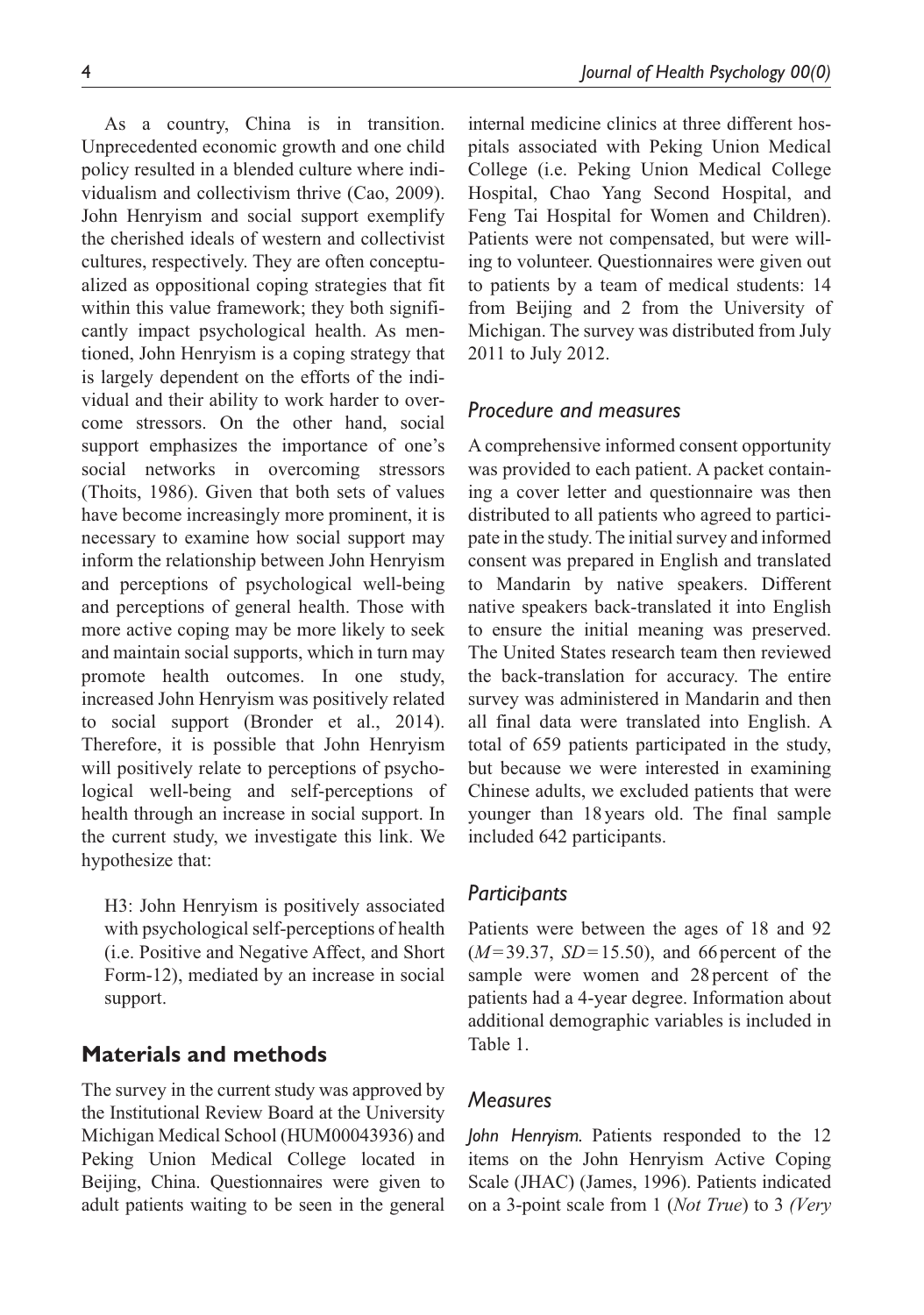As a country, China is in transition. Unprecedented economic growth and one child policy resulted in a blended culture where individualism and collectivism thrive (Cao, 2009). John Henryism and social support exemplify the cherished ideals of western and collectivist cultures, respectively. They are often conceptualized as oppositional coping strategies that fit within this value framework; they both significantly impact psychological health. As mentioned, John Henryism is a coping strategy that is largely dependent on the efforts of the individual and their ability to work harder to overcome stressors. On the other hand, social support emphasizes the importance of one's social networks in overcoming stressors (Thoits, 1986). Given that both sets of values have become increasingly more prominent, it is necessary to examine how social support may inform the relationship between John Henryism and perceptions of psychological well-being and perceptions of general health. Those with more active coping may be more likely to seek and maintain social supports, which in turn may promote health outcomes. In one study, increased John Henryism was positively related to social support (Bronder et al., 2014). Therefore, it is possible that John Henryism will positively relate to perceptions of psychological well-being and self-perceptions of health through an increase in social support. In the current study, we investigate this link. We hypothesize that:

H3: John Henryism is positively associated with psychological self-perceptions of health (i.e. Positive and Negative Affect, and Short Form-12), mediated by an increase in social support.

## Materials and methods

The survey in the current study was approved by the Institutional Review Board at the University Michigan Medical School (HUM00043936) and Peking Union Medical College located in Beijing, China. Questionnaires were given to adult patients waiting to be seen in the general internal medicine clinics at three different hospitals associated with Peking Union Medical College (i.e. Peking Union Medical College Hospital, Chao Yang Second Hospital, and Feng Tai Hospital for Women and Children). Patients were not compensated, but were willing to volunteer. Questionnaires were given out to patients by a team of medical students: 14 from Beijing and 2 from the University of Michigan. The survey was distributed from July 2011 to July 2012.

### *Procedure and measures*

A comprehensive informed consent opportunity was provided to each patient. A packet containing a cover letter and questionnaire was then distributed to all patients who agreed to participate in the study. The initial survey and informed consent was prepared in English and translated to Mandarin by native speakers. Different native speakers back-translated it into English to ensure the initial meaning was preserved. The United States research team then reviewed the back-translation for accuracy. The entire survey was administered in Mandarin and then all final data were translated into English. A total of 659 patients participated in the study, but because we were interested in examining Chinese adults, we excluded patients that were younger than 18 years old. The final sample included 642 participants.

### *Participants*

Patients were between the ages of 18 and 92 ($M$=39.37, $SD$=15.50), and 66 percent of the sample were women and 28 percent of the patients had a 4-year degree. Information about additional demographic variables is included in Table 1.

### *Measures*

*John Henryism.* Patients responded to the 12 items on the John Henryism Active Coping Scale (JHAC) (James, 1996). Patients indicated on a 3-point scale from 1 (*Not True*) to 3 *(Very*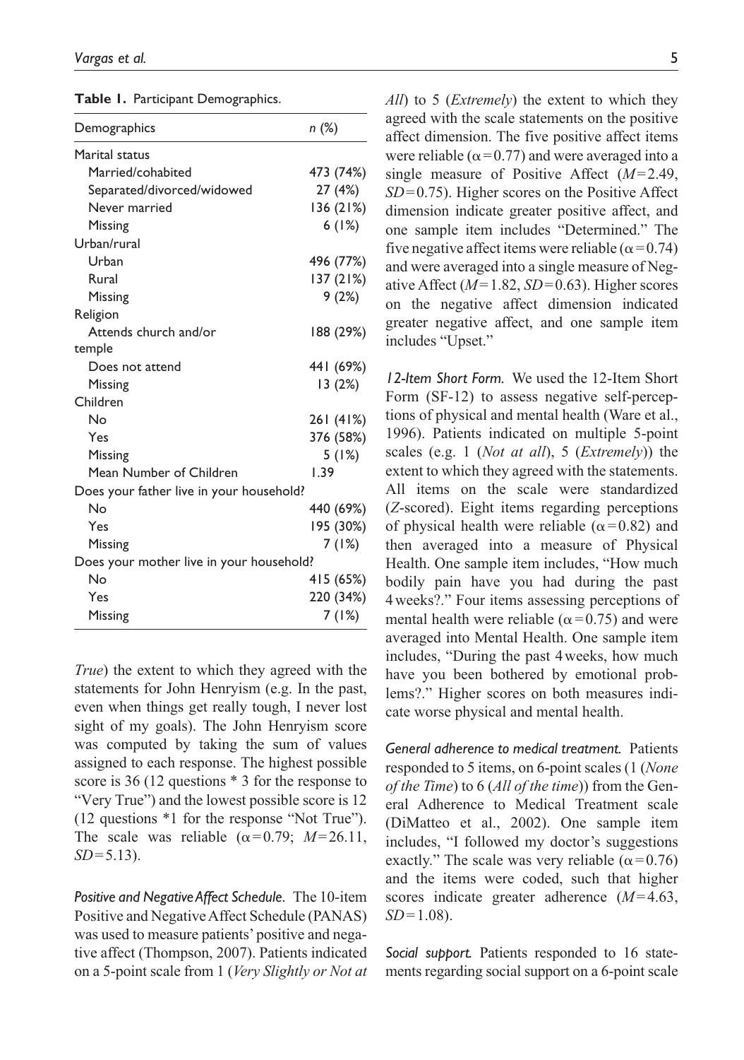**Table 1.** Participant Demographics.

| Demographics | n (%) |
|---|---|
| Marital status | |
| Married/cohabited | 473 (74%) |
| Separated/divorced/widowed | 27 (4%) |
| Never married | 136 (21%) |
| Missing | 6 (1%) |
| Urban/rural | |
| Urban | 496 (77%) |
| Rural | 137 (21%) |
| Missing | 9 (2%) |
| Religion | |
| Attends church and/or temple | 188 (29%) |
| Does not attend | 441 (69%) |
| Missing | 13 (2%) |
| Children | |
| No | 261 (41%) |
| Yes | 376 (58%) |
| Missing | 5 (1%) |
| Mean Number of Children | 1.39 |
| Does your father live in your household? | |
| No | 440 (69%) |
| Yes | 195 (30%) |
| Missing | 7 (1%) |
| Does your mother live in your household? | |
| No | 415 (65%) |
| Yes | 220 (34%) |
| Missing | 7 (1%) |

*True*) the extent to which they agreed with the statements for John Henryism (e.g. In the past, even when things get really tough, I never lost sight of my goals). The John Henryism score was computed by taking the sum of values assigned to each response. The highest possible score is 36 (12 questions * 3 for the response to "Very True") and the lowest possible score is 12 (12 questions *1 for the response "Not True"). The scale was reliable ($\alpha = 0.79$; $M = 26.11$, $SD = 5.13$).

***Positive and Negative Affect Schedule.*** The 10-item Positive and Negative Affect Schedule (PANAS) was used to measure patients' positive and negative affect (Thompson, 2007). Patients indicated on a 5-point scale from 1 (*Very Slightly or Not at All*) to 5 (*Extremely*) the extent to which they agreed with the scale statements on the positive affect dimension. The five positive affect items were reliable ($\alpha = 0.77$) and were averaged into a single measure of Positive Affect ($M = 2.49$, $SD = 0.75$). Higher scores on the Positive Affect dimension indicate greater positive affect, and one sample item includes "Determined." The five negative affect items were reliable ($\alpha = 0.74$) and were averaged into a single measure of Negative Affect ($M = 1.82$, $SD = 0.63$). Higher scores on the negative affect dimension indicated greater negative affect, and one sample item includes "Upset."

***12-Item Short Form.*** We used the 12-Item Short Form (SF-12) to assess negative self-perceptions of physical and mental health (Ware et al., 1996). Patients indicated on multiple 5-point scales (e.g. 1 (*Not at all*), 5 (*Extremely*)) the extent to which they agreed with the statements. All items on the scale were standardized (*Z*-scored). Eight items regarding perceptions of physical health were reliable ($\alpha = 0.82$) and then averaged into a measure of Physical Health. One sample item includes, "How much bodily pain have you had during the past 4 weeks?." Four items assessing perceptions of mental health were reliable ($\alpha = 0.75$) and were averaged into Mental Health. One sample item includes, "During the past 4 weeks, how much have you been bothered by emotional problems?." Higher scores on both measures indicate worse physical and mental health.

***General adherence to medical treatment.*** Patients responded to 5 items, on 6-point scales (1 (*None of the Time*) to 6 (*All of the time*)) from the General Adherence to Medical Treatment scale (DiMatteo et al., 2002). One sample item includes, "I followed my doctor's suggestions exactly." The scale was very reliable ($\alpha = 0.76$) and the items were coded, such that higher scores indicate greater adherence ($M = 4.63$, $SD = 1.08$).

***Social support.*** Patients responded to 16 statements regarding social support on a 6-point scale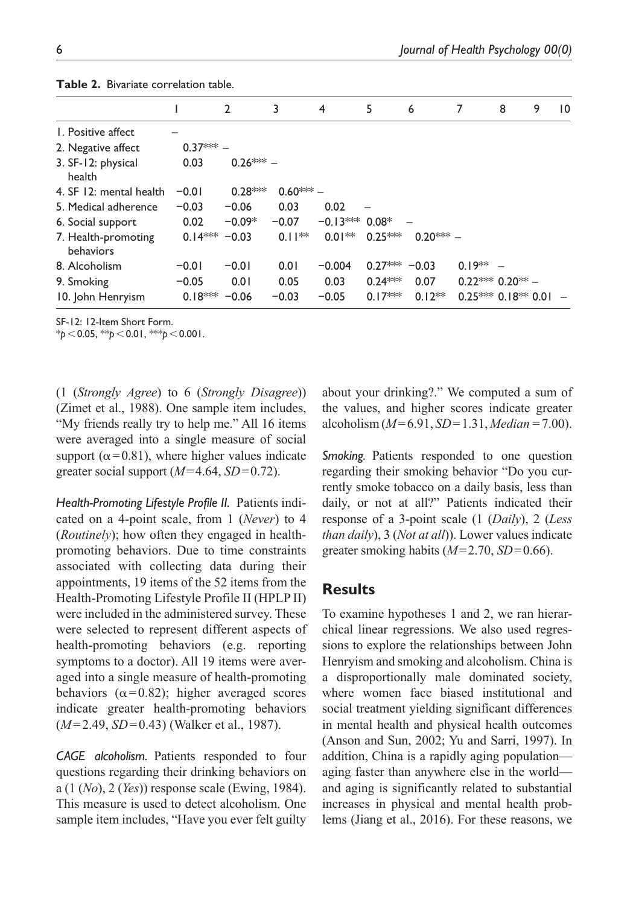**Table 2.** Bivariate correlation table.

| | 1 | 2 | 3 | 4 | 5 | 6 | 7 | 8 | 9 | 10 |
|---|---|---|---|---|---|---|---|---|---|---|
| 1. Positive affect | – | | | | | | | | | |
| 2. Negative affect | 0.37*** | – | | | | | | | | |
| 3. SF-12: physical health | 0.03 | 0.26*** | – | | | | | | | |
| 4. SF 12: mental health | −0.01 | 0.28*** | 0.60*** | – | | | | | | |
| 5. Medical adherence | −0.03 | −0.06 | 0.03 | 0.02 | – | | | | | |
| 6. Social support | 0.02 | −0.09* | −0.07 | −0.13*** | 0.08* | – | | | | |
| 7. Health-promoting behaviors | 0.14*** | −0.03 | 0.11** | 0.01** | 0.25*** | 0.20*** | – | | | |
| 8. Alcoholism | −0.01 | −0.01 | 0.01 | −0.004 | 0.27*** | −0.03 | 0.19** | – | | |
| 9. Smoking | −0.05 | 0.01 | 0.05 | 0.03 | 0.24*** | 0.07 | 0.22*** | 0.20** | – | |
| 10. John Henryism | 0.18*** | −0.06 | −0.03 | −0.05 | 0.17*** | 0.12** | 0.25*** | 0.18** | 0.01 | – |

SF-12: 12-Item Short Form.
$^*p < 0.05$, $^{**}p < 0.01$, $^{***}p < 0.001$.

(1 (*Strongly Agree*) to 6 (*Strongly Disagree*)) (Zimet et al., 1988). One sample item includes, "My friends really try to help me." All 16 items were averaged into a single measure of social support ($\alpha = 0.81$), where higher values indicate greater social support ($M = 4.64$, $SD = 0.72$).

*Health-Promoting Lifestyle Profile II.* Patients indicated on a 4-point scale, from 1 (*Never*) to 4 (*Routinely*); how often they engaged in health-promoting behaviors. Due to time constraints associated with collecting data during their appointments, 19 items of the 52 items from the Health-Promoting Lifestyle Profile II (HPLP II) were included in the administered survey. These were selected to represent different aspects of health-promoting behaviors (e.g. reporting symptoms to a doctor). All 19 items were averaged into a single measure of health-promoting behaviors ($\alpha = 0.82$); higher averaged scores indicate greater health-promoting behaviors ($M = 2.49$, $SD = 0.43$) (Walker et al., 1987).

*CAGE alcoholism.* Patients responded to four questions regarding their drinking behaviors on a (1 (*No*), 2 (*Yes*)) response scale (Ewing, 1984). This measure is used to detect alcoholism. One sample item includes, "Have you ever felt guilty about your drinking?." We computed a sum of the values, and higher scores indicate greater alcoholism ($M = 6.91$, $SD = 1.31$, $Median = 7.00$).

*Smoking.* Patients responded to one question regarding their smoking behavior "Do you currently smoke tobacco on a daily basis, less than daily, or not at all?" Patients indicated their response of a 3-point scale (1 (*Daily*), 2 (*Less than daily*), 3 (*Not at all*)). Lower values indicate greater smoking habits ($M = 2.70$, $SD = 0.66$).

## Results

To examine hypotheses 1 and 2, we ran hierarchical linear regressions. We also used regressions to explore the relationships between John Henryism and smoking and alcoholism. China is a disproportionally male dominated society, where women face biased institutional and social treatment yielding significant differences in mental health and physical health outcomes (Anson and Sun, 2002; Yu and Sarri, 1997). In addition, China is a rapidly aging population—aging faster than anywhere else in the world—and aging is significantly related to substantial increases in physical and mental health problems (Jiang et al., 2016). For these reasons, we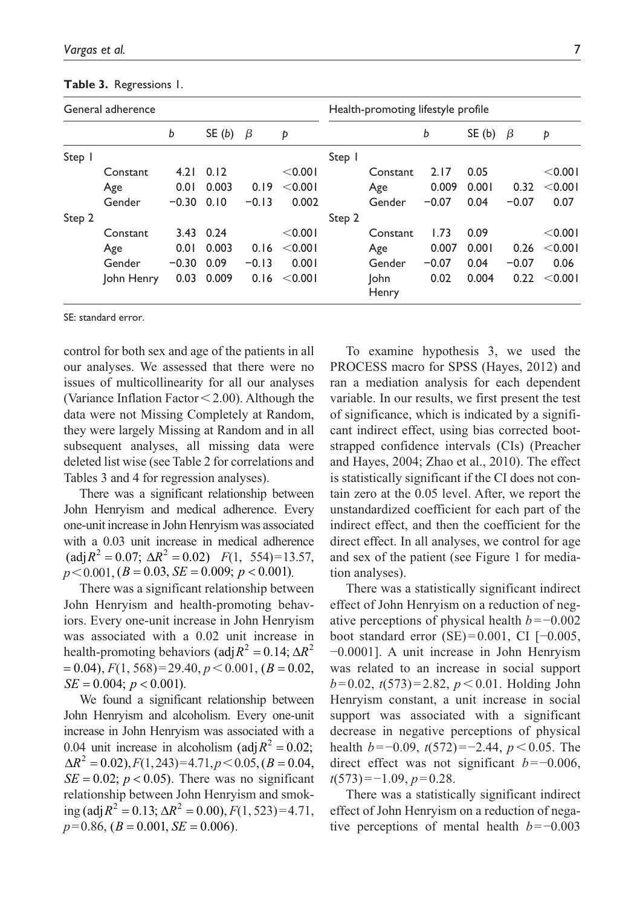**Table 3.** Regressions 1.

| General adherence | | | | | | Health-promoting lifestyle profile | | | | | |
|---|---|---|---|---|---|---|---|---|---|---|---|
| | | *b* | SE (*b*) | *β* | *p* | | | *b* | SE (*b*) | *β* | *p* |
| Step 1 | | | | | | Step 1 | | | | | |
| | Constant | 4.21 | 0.12 | | <0.001 | | Constant | 2.17 | 0.05 | | <0.001 |
| | Age | 0.01 | 0.003 | 0.19 | <0.001 | | Age | 0.009 | 0.001 | 0.32 | <0.001 |
| | Gender | −0.30 | 0.10 | −0.13 | 0.002 | | Gender | −0.07 | 0.04 | −0.07 | 0.07 |
| Step 2 | | | | | | Step 2 | | | | | |
| | Constant | 3.43 | 0.24 | | <0.001 | | Constant | 1.73 | 0.09 | | <0.001 |
| | Age | 0.01 | 0.003 | 0.16 | <0.001 | | Age | 0.007 | 0.001 | 0.26 | <0.001 |
| | Gender | −0.30 | 0.09 | −0.13 | 0.001 | | Gender | −0.07 | 0.04 | −0.07 | 0.06 |
| | John Henry | 0.03 | 0.009 | 0.16 | <0.001 | | John Henry | 0.02 | 0.004 | 0.22 | <0.001 |

SE: standard error.

control for both sex and age of the patients in all our analyses. We assessed that there were no issues of multicollinearity for all our analyses (Variance Inflation Factor < 2.00). Although the data were not Missing Completely at Random, they were largely Missing at Random and in all subsequent analyses, all missing data were deleted list wise (see Table 2 for correlations and Tables 3 and 4 for regression analyses).

There was a significant relationship between John Henryism and medical adherence. Every one-unit increase in John Henryism was associated with a 0.03 unit increase in medical adherence $(\text{adj}\,R^2 = 0.07;\ \Delta R^2 = 0.02)$ $F(1,\ 554) = 13.57$, $p < 0.001$, $(B = 0.03,\ SE = 0.009;\ p < 0.001)$.

There was a significant relationship between John Henryism and health-promoting behaviors. Every one-unit increase in John Henryism was associated with a 0.02 unit increase in health-promoting behaviors $(\text{adj}\,R^2 = 0.14;\ \Delta R^2 = 0.04)$, $F(1,\ 568) = 29.40$, $p < 0.001$, $(B = 0.02,\ SE = 0.004;\ p < 0.001)$.

We found a significant relationship between John Henryism and alcoholism. Every one-unit increase in John Henryism was associated with a 0.04 unit increase in alcoholism $(\text{adj}\,R^2 = 0.02;\ \Delta R^2 = 0.02)$, $F(1, 243) = 4.71$, $p < 0.05$, $(B = 0.04,\ SE = 0.02;\ p < 0.05)$. There was no significant relationship between John Henryism and smoking $(\text{adj}\,R^2 = 0.13;\ \Delta R^2 = 0.00)$, $F(1, 523) = 4.71$, $p = 0.86$, $(B = 0.001,\ SE = 0.006)$.

To examine hypothesis 3, we used the PROCESS macro for SPSS (Hayes, 2012) and ran a mediation analysis for each dependent variable. In our results, we first present the test of significance, which is indicated by a significant indirect effect, using bias corrected bootstrapped confidence intervals (CIs) (Preacher and Hayes, 2004; Zhao et al., 2010). The effect is statistically significant if the CI does not contain zero at the 0.05 level. After, we report the unstandardized coefficient for each part of the indirect effect, and then the coefficient for the direct effect. In all analyses, we control for age and sex of the patient (see Figure 1 for mediation analyses).

There was a statistically significant indirect effect of John Henryism on a reduction of negative perceptions of physical health $b = -0.002$ boot standard error (SE) = 0.001, CI [−0.005, −0.0001]. A unit increase in John Henryism was related to an increase in social support $b = 0.02$, $t(573) = 2.82$, $p < 0.01$. Holding John Henryism constant, a unit increase in social support was associated with a significant decrease in negative perceptions of physical health $b = -0.09$, $t(572) = -2.44$, $p < 0.05$. The direct effect was not significant $b = -0.006$, $t(573) = -1.09$, $p = 0.28$.

There was a statistically significant indirect effect of John Henryism on a reduction of negative perceptions of mental health $b = -0.003$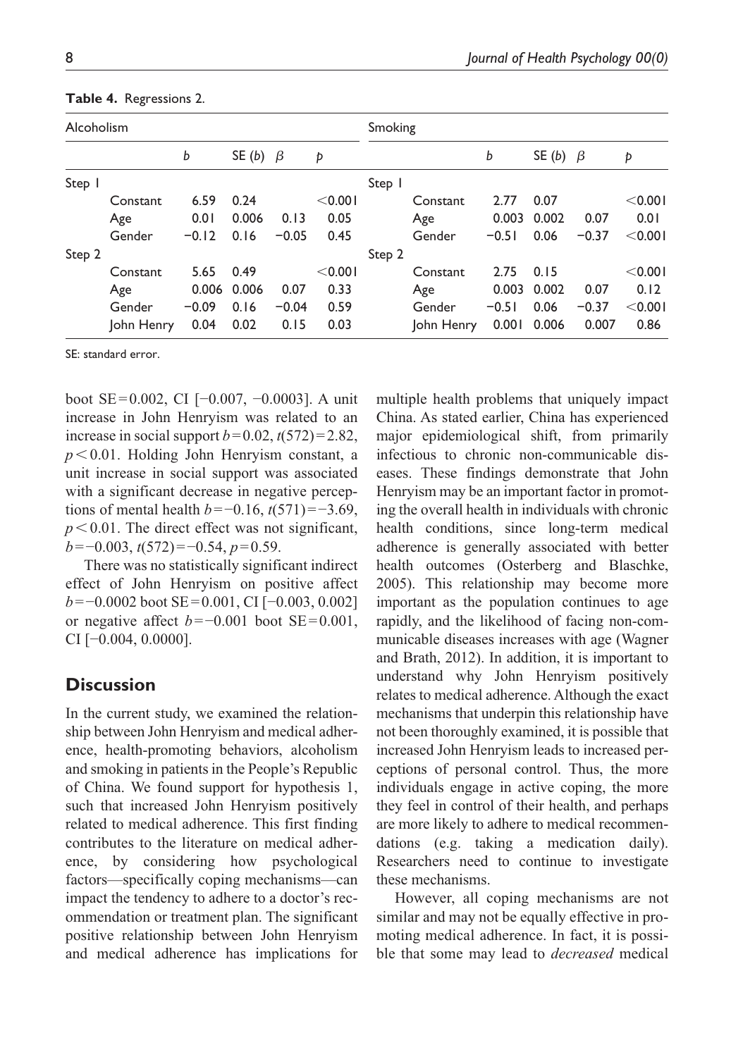**Table 4.** Regressions 2.

| Alcoholism | | | | | | Smoking | | | | | |
|---|---|---|---|---|---|---|---|---|---|---|---|
| | | $b$ | SE ($b$) | $\beta$ | $p$ | | | $b$ | SE ($b$) | $\beta$ | $p$ |
| Step 1 | | | | | | Step 1 | | | | | |
| | Constant | 6.59 | 0.24 | | <0.001 | | Constant | 2.77 | 0.07 | | <0.001 |
| | Age | 0.01 | 0.006 | 0.13 | 0.05 | | Age | 0.003 | 0.002 | 0.07 | 0.01 |
| | Gender | −0.12 | 0.16 | −0.05 | 0.45 | | Gender | −0.51 | 0.06 | −0.37 | <0.001 |
| Step 2 | | | | | | Step 2 | | | | | |
| | Constant | 5.65 | 0.49 | | <0.001 | | Constant | 2.75 | 0.15 | | <0.001 |
| | Age | 0.006 | 0.006 | 0.07 | 0.33 | | Age | 0.003 | 0.002 | 0.07 | 0.12 |
| | Gender | −0.09 | 0.16 | −0.04 | 0.59 | | Gender | −0.51 | 0.06 | −0.37 | <0.001 |
| | John Henry | 0.04 | 0.02 | 0.15 | 0.03 | | John Henry | 0.001 | 0.006 | 0.007 | 0.86 |

SE: standard error.

boot SE=0.002, CI [−0.007, −0.0003]. A unit increase in John Henryism was related to an increase in social support $b=0.02$, $t(572)=2.82$, $p<0.01$. Holding John Henryism constant, a unit increase in social support was associated with a significant decrease in negative perceptions of mental health $b=-0.16$, $t(571)=-3.69$, $p<0.01$. The direct effect was not significant, $b=-0.003$, $t(572)=-0.54$, $p=0.59$.

There was no statistically significant indirect effect of John Henryism on positive affect $b=-0.0002$ boot SE=0.001, CI [−0.003, 0.002] or negative affect $b=-0.001$ boot SE=0.001, CI [−0.004, 0.0000].

## Discussion

In the current study, we examined the relationship between John Henryism and medical adherence, health-promoting behaviors, alcoholism and smoking in patients in the People's Republic of China. We found support for hypothesis 1, such that increased John Henryism positively related to medical adherence. This first finding contributes to the literature on medical adherence, by considering how psychological factors—specifically coping mechanisms—can impact the tendency to adhere to a doctor's recommendation or treatment plan. The significant positive relationship between John Henryism and medical adherence has implications for multiple health problems that uniquely impact China. As stated earlier, China has experienced major epidemiological shift, from primarily infectious to chronic non-communicable diseases. These findings demonstrate that John Henryism may be an important factor in promoting the overall health in individuals with chronic health conditions, since long-term medical adherence is generally associated with better health outcomes (Osterberg and Blaschke, 2005). This relationship may become more important as the population continues to age rapidly, and the likelihood of facing non-communicable diseases increases with age (Wagner and Brath, 2012). In addition, it is important to understand why John Henryism positively relates to medical adherence. Although the exact mechanisms that underpin this relationship have not been thoroughly examined, it is possible that increased John Henryism leads to increased perceptions of personal control. Thus, the more individuals engage in active coping, the more they feel in control of their health, and perhaps are more likely to adhere to medical recommendations (e.g. taking a medication daily). Researchers need to continue to investigate these mechanisms.

However, all coping mechanisms are not similar and may not be equally effective in promoting medical adherence. In fact, it is possible that some may lead to *decreased* medical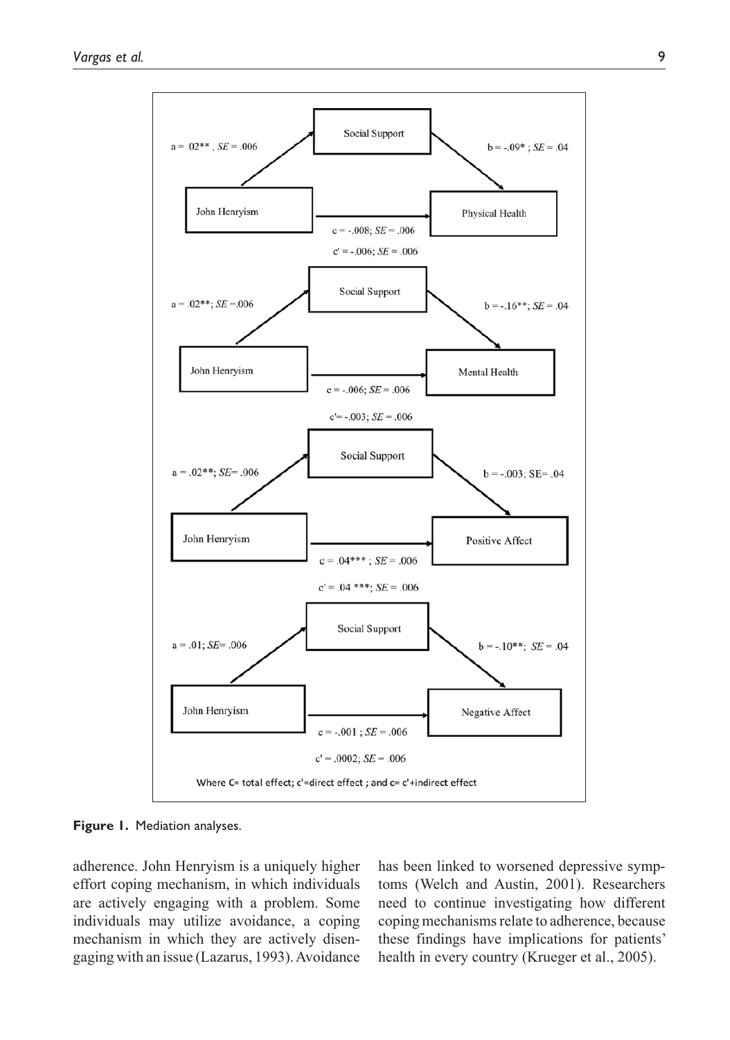Social Support

$a = .02^{**}$, $SE = .006$

$b = -.09^{*}$; $SE = .04$

John Henryism → Physical Health

$c = -.008$; $SE = .006$

$c' = -.006$; $SE = .006$

Social Support

$a = .02^{**}$; $SE = .006$

$b = -.16^{**}$; $SE = .04$

John Henryism → Mental Health

$c = -.006$; $SE = .006$

$c' = -.003$; $SE = .006$

Social Support

$a = .02^{**}$; $SE = .006$

$b = -.003$; $SE = .04$

John Henryism → Positive Affect

$c = .04^{***}$; $SE = .006$

$c' = .04^{***}$; $SE = .006$

Social Support

$a = .01$; $SE = .006$

$b = -.10^{**}$; $SE = .04$

John Henryism → Negative Affect

$c = -.001$; $SE = .006$

$c' = .0002$; $SE = .006$

Where C= total effect; c'=direct effect ; and c= c'+indirect effect

**Figure 1.** Mediation analyses.

adherence. John Henryism is a uniquely higher effort coping mechanism, in which individuals are actively engaging with a problem. Some individuals may utilize avoidance, a coping mechanism in which they are actively disengaging with an issue (Lazarus, 1993). Avoidance has been linked to worsened depressive symptoms (Welch and Austin, 2001). Researchers need to continue investigating how different coping mechanisms relate to adherence, because these findings have implications for patients' health in every country (Krueger et al., 2005).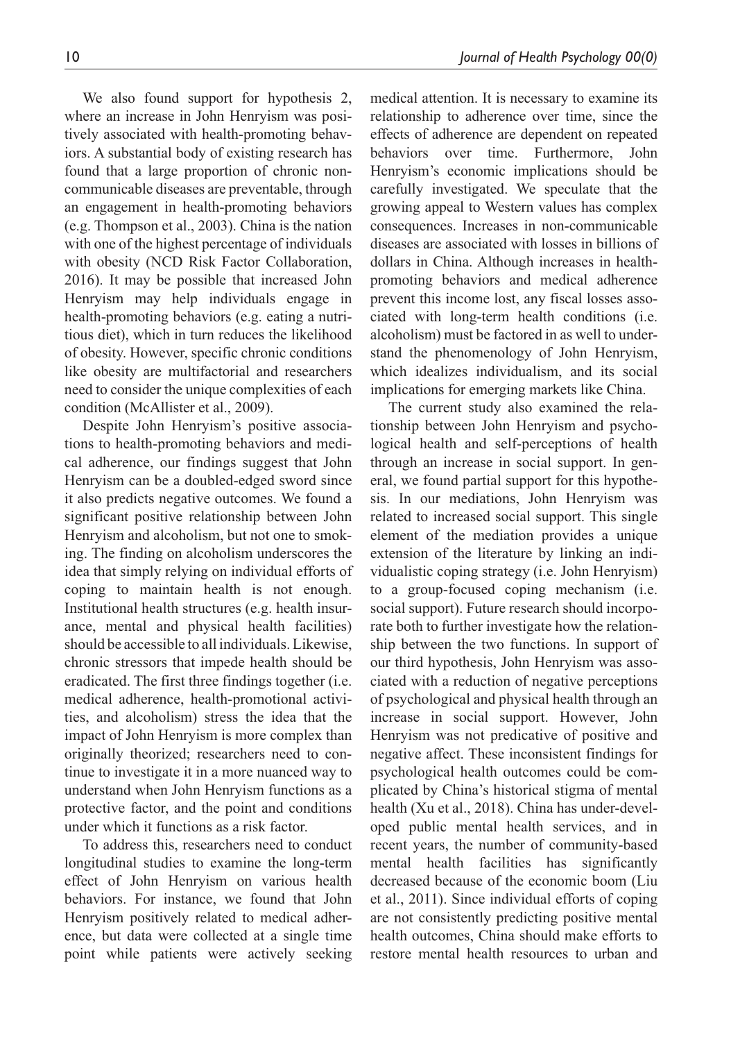We also found support for hypothesis 2, where an increase in John Henryism was positively associated with health-promoting behaviors. A substantial body of existing research has found that a large proportion of chronic non-communicable diseases are preventable, through an engagement in health-promoting behaviors (e.g. Thompson et al., 2003). China is the nation with one of the highest percentage of individuals with obesity (NCD Risk Factor Collaboration, 2016). It may be possible that increased John Henryism may help individuals engage in health-promoting behaviors (e.g. eating a nutritious diet), which in turn reduces the likelihood of obesity. However, specific chronic conditions like obesity are multifactorial and researchers need to consider the unique complexities of each condition (McAllister et al., 2009).

Despite John Henryism's positive associations to health-promoting behaviors and medical adherence, our findings suggest that John Henryism can be a doubled-edged sword since it also predicts negative outcomes. We found a significant positive relationship between John Henryism and alcoholism, but not one to smoking. The finding on alcoholism underscores the idea that simply relying on individual efforts of coping to maintain health is not enough. Institutional health structures (e.g. health insurance, mental and physical health facilities) should be accessible to all individuals. Likewise, chronic stressors that impede health should be eradicated. The first three findings together (i.e. medical adherence, health-promotional activities, and alcoholism) stress the idea that the impact of John Henryism is more complex than originally theorized; researchers need to continue to investigate it in a more nuanced way to understand when John Henryism functions as a protective factor, and the point and conditions under which it functions as a risk factor.

To address this, researchers need to conduct longitudinal studies to examine the long-term effect of John Henryism on various health behaviors. For instance, we found that John Henryism positively related to medical adherence, but data were collected at a single time point while patients were actively seeking medical attention. It is necessary to examine its relationship to adherence over time, since the effects of adherence are dependent on repeated behaviors over time. Furthermore, John Henryism's economic implications should be carefully investigated. We speculate that the growing appeal to Western values has complex consequences. Increases in non-communicable diseases are associated with losses in billions of dollars in China. Although increases in health-promoting behaviors and medical adherence prevent this income lost, any fiscal losses associated with long-term health conditions (i.e. alcoholism) must be factored in as well to understand the phenomenology of John Henryism, which idealizes individualism, and its social implications for emerging markets like China.

The current study also examined the relationship between John Henryism and psychological health and self-perceptions of health through an increase in social support. In general, we found partial support for this hypothesis. In our mediations, John Henryism was related to increased social support. This single element of the mediation provides a unique extension of the literature by linking an individualistic coping strategy (i.e. John Henryism) to a group-focused coping mechanism (i.e. social support). Future research should incorporate both to further investigate how the relationship between the two functions. In support of our third hypothesis, John Henryism was associated with a reduction of negative perceptions of psychological and physical health through an increase in social support. However, John Henryism was not predicative of positive and negative affect. These inconsistent findings for psychological health outcomes could be complicated by China's historical stigma of mental health (Xu et al., 2018). China has under-developed public mental health services, and in recent years, the number of community-based mental health facilities has significantly decreased because of the economic boom (Liu et al., 2011). Since individual efforts of coping are not consistently predicting positive mental health outcomes, China should make efforts to restore mental health resources to urban and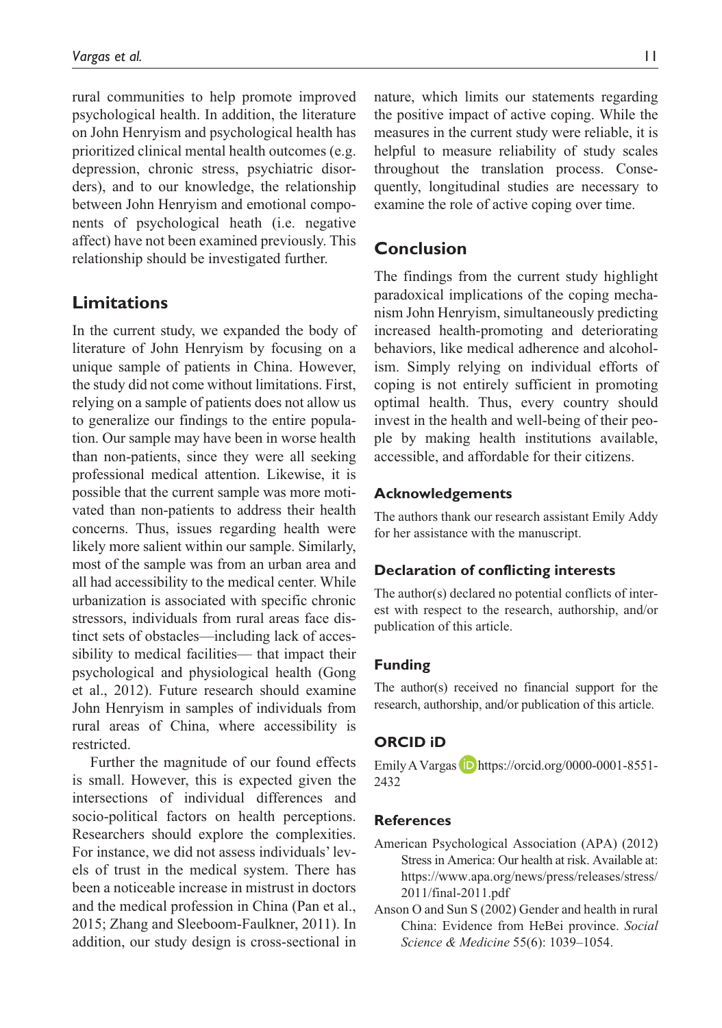rural communities to help promote improved psychological health. In addition, the literature on John Henryism and psychological health has prioritized clinical mental health outcomes (e.g. depression, chronic stress, psychiatric disorders), and to our knowledge, the relationship between John Henryism and emotional components of psychological heath (i.e. negative affect) have not been examined previously. This relationship should be investigated further.

## Limitations

In the current study, we expanded the body of literature of John Henryism by focusing on a unique sample of patients in China. However, the study did not come without limitations. First, relying on a sample of patients does not allow us to generalize our findings to the entire population. Our sample may have been in worse health than non-patients, since they were all seeking professional medical attention. Likewise, it is possible that the current sample was more motivated than non-patients to address their health concerns. Thus, issues regarding health were likely more salient within our sample. Similarly, most of the sample was from an urban area and all had accessibility to the medical center. While urbanization is associated with specific chronic stressors, individuals from rural areas face distinct sets of obstacles—including lack of accessibility to medical facilities— that impact their psychological and physiological health (Gong et al., 2012). Future research should examine John Henryism in samples of individuals from rural areas of China, where accessibility is restricted.

Further the magnitude of our found effects is small. However, this is expected given the intersections of individual differences and socio-political factors on health perceptions. Researchers should explore the complexities. For instance, we did not assess individuals' levels of trust in the medical system. There has been a noticeable increase in mistrust in doctors and the medical profession in China (Pan et al., 2015; Zhang and Sleeboom-Faulkner, 2011). In addition, our study design is cross-sectional in nature, which limits our statements regarding the positive impact of active coping. While the measures in the current study were reliable, it is helpful to measure reliability of study scales throughout the translation process. Consequently, longitudinal studies are necessary to examine the role of active coping over time.

## Conclusion

The findings from the current study highlight paradoxical implications of the coping mechanism John Henryism, simultaneously predicting increased health-promoting and deteriorating behaviors, like medical adherence and alcoholism. Simply relying on individual efforts of coping is not entirely sufficient in promoting optimal health. Thus, every country should invest in the health and well-being of their people by making health institutions available, accessible, and affordable for their citizens.

### Acknowledgements

The authors thank our research assistant Emily Addy for her assistance with the manuscript.

### Declaration of conflicting interests

The author(s) declared no potential conflicts of interest with respect to the research, authorship, and/or publication of this article.

### Funding

The author(s) received no financial support for the research, authorship, and/or publication of this article.

### ORCID iD

Emily A Vargas https://orcid.org/0000-0001-8551-2432

### References

American Psychological Association (APA) (2012) Stress in America: Our health at risk. Available at: https://www.apa.org/news/press/releases/stress/2011/final-2011.pdf

Anson O and Sun S (2002) Gender and health in rural China: Evidence from HeBei province. *Social Science & Medicine* 55(6): 1039–1054.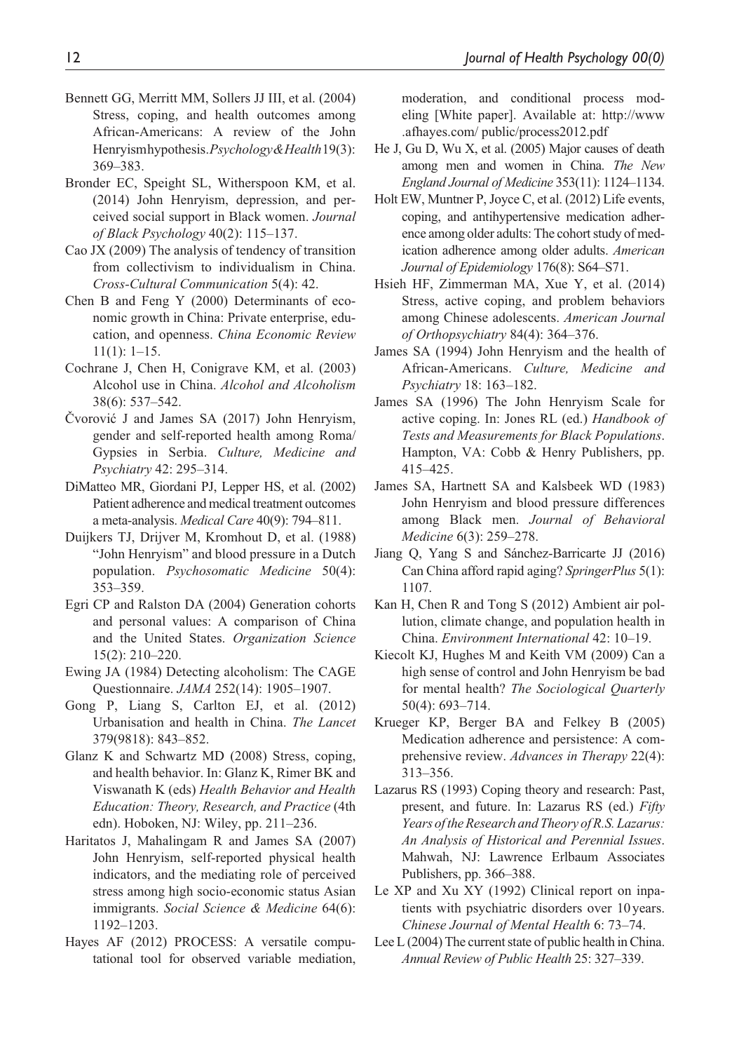Bennett GG, Merritt MM, Sollers JJ III, et al. (2004) Stress, coping, and health outcomes among African-Americans: A review of the John Henryism hypothesis. *Psychology & Health* 19(3): 369–383.

Bronder EC, Speight SL, Witherspoon KM, et al. (2014) John Henryism, depression, and perceived social support in Black women. *Journal of Black Psychology* 40(2): 115–137.

Cao JX (2009) The analysis of tendency of transition from collectivism to individualism in China. *Cross-Cultural Communication* 5(4): 42.

Chen B and Feng Y (2000) Determinants of economic growth in China: Private enterprise, education, and openness. *China Economic Review* 11(1): 1–15.

Cochrane J, Chen H, Conigrave KM, et al. (2003) Alcohol use in China. *Alcohol and Alcoholism* 38(6): 537–542.

Čvorović J and James SA (2017) John Henryism, gender and self-reported health among Roma/Gypsies in Serbia. *Culture, Medicine and Psychiatry* 42: 295–314.

DiMatteo MR, Giordani PJ, Lepper HS, et al. (2002) Patient adherence and medical treatment outcomes a meta-analysis. *Medical Care* 40(9): 794–811.

Duijkers TJ, Drijver M, Kromhout D, et al. (1988) "John Henryism" and blood pressure in a Dutch population. *Psychosomatic Medicine* 50(4): 353–359.

Egri CP and Ralston DA (2004) Generation cohorts and personal values: A comparison of China and the United States. *Organization Science* 15(2): 210–220.

Ewing JA (1984) Detecting alcoholism: The CAGE Questionnaire. *JAMA* 252(14): 1905–1907.

Gong P, Liang S, Carlton EJ, et al. (2012) Urbanisation and health in China. *The Lancet* 379(9818): 843–852.

Glanz K and Schwartz MD (2008) Stress, coping, and health behavior. In: Glanz K, Rimer BK and Viswanath K (eds) *Health Behavior and Health Education: Theory, Research, and Practice* (4th edn). Hoboken, NJ: Wiley, pp. 211–236.

Haritatos J, Mahalingam R and James SA (2007) John Henryism, self-reported physical health indicators, and the mediating role of perceived stress among high socio-economic status Asian immigrants. *Social Science & Medicine* 64(6): 1192–1203.

Hayes AF (2012) PROCESS: A versatile computational tool for observed variable mediation, moderation, and conditional process modeling [White paper]. Available at: http://www.afhayes.com/ public/process2012.pdf

He J, Gu D, Wu X, et al. (2005) Major causes of death among men and women in China. *The New England Journal of Medicine* 353(11): 1124–1134.

Holt EW, Muntner P, Joyce C, et al. (2012) Life events, coping, and antihypertensive medication adherence among older adults: The cohort study of medication adherence among older adults. *American Journal of Epidemiology* 176(8): S64–S71.

Hsieh HF, Zimmerman MA, Xue Y, et al. (2014) Stress, active coping, and problem behaviors among Chinese adolescents. *American Journal of Orthopsychiatry* 84(4): 364–376.

James SA (1994) John Henryism and the health of African-Americans. *Culture, Medicine and Psychiatry* 18: 163–182.

James SA (1996) The John Henryism Scale for active coping. In: Jones RL (ed.) *Handbook of Tests and Measurements for Black Populations*. Hampton, VA: Cobb & Henry Publishers, pp. 415–425.

James SA, Hartnett SA and Kalsbeek WD (1983) John Henryism and blood pressure differences among Black men. *Journal of Behavioral Medicine* 6(3): 259–278.

Jiang Q, Yang S and Sánchez-Barricarte JJ (2016) Can China afford rapid aging? *SpringerPlus* 5(1): 1107.

Kan H, Chen R and Tong S (2012) Ambient air pollution, climate change, and population health in China. *Environment International* 42: 10–19.

Kiecolt KJ, Hughes M and Keith VM (2009) Can a high sense of control and John Henryism be bad for mental health? *The Sociological Quarterly* 50(4): 693–714.

Krueger KP, Berger BA and Felkey B (2005) Medication adherence and persistence: A comprehensive review. *Advances in Therapy* 22(4): 313–356.

Lazarus RS (1993) Coping theory and research: Past, present, and future. In: Lazarus RS (ed.) *Fifty Years of the Research and Theory of R.S. Lazarus: An Analysis of Historical and Perennial Issues*. Mahwah, NJ: Lawrence Erlbaum Associates Publishers, pp. 366–388.

Le XP and Xu XY (1992) Clinical report on inpatients with psychiatric disorders over 10 years. *Chinese Journal of Mental Health* 6: 73–74.

Lee L (2004) The current state of public health in China. *Annual Review of Public Health* 25: 327–339.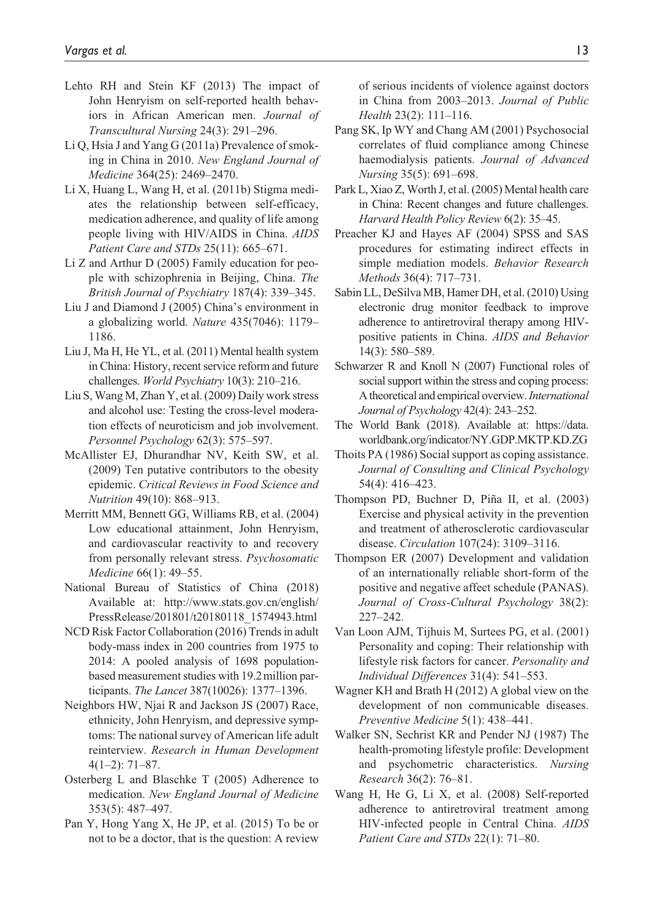Lehto RH and Stein KF (2013) The impact of John Henryism on self-reported health behaviors in African American men. *Journal of Transcultural Nursing* 24(3): 291–296.

Li Q, Hsia J and Yang G (2011a) Prevalence of smoking in China in 2010. *New England Journal of Medicine* 364(25): 2469–2470.

Li X, Huang L, Wang H, et al. (2011b) Stigma mediates the relationship between self-efficacy, medication adherence, and quality of life among people living with HIV/AIDS in China. *AIDS Patient Care and STDs* 25(11): 665–671.

Li Z and Arthur D (2005) Family education for people with schizophrenia in Beijing, China. *The British Journal of Psychiatry* 187(4): 339–345.

Liu J and Diamond J (2005) China's environment in a globalizing world. *Nature* 435(7046): 1179–1186.

Liu J, Ma H, He YL, et al. (2011) Mental health system in China: History, recent service reform and future challenges. *World Psychiatry* 10(3): 210–216.

Liu S, Wang M, Zhan Y, et al. (2009) Daily work stress and alcohol use: Testing the cross-level moderation effects of neuroticism and job involvement. *Personnel Psychology* 62(3): 575–597.

McAllister EJ, Dhurandhar NV, Keith SW, et al. (2009) Ten putative contributors to the obesity epidemic. *Critical Reviews in Food Science and Nutrition* 49(10): 868–913.

Merritt MM, Bennett GG, Williams RB, et al. (2004) Low educational attainment, John Henryism, and cardiovascular reactivity to and recovery from personally relevant stress. *Psychosomatic Medicine* 66(1): 49–55.

National Bureau of Statistics of China (2018) Available at: http://www.stats.gov.cn/english/PressRelease/201801/t20180118_1574943.html

NCD Risk Factor Collaboration (2016) Trends in adult body-mass index in 200 countries from 1975 to 2014: A pooled analysis of 1698 population-based measurement studies with 19.2 million participants. *The Lancet* 387(10026): 1377–1396.

Neighbors HW, Njai R and Jackson JS (2007) Race, ethnicity, John Henryism, and depressive symptoms: The national survey of American life adult reinterview. *Research in Human Development* 4(1–2): 71–87.

Osterberg L and Blaschke T (2005) Adherence to medication. *New England Journal of Medicine* 353(5): 487–497.

Pan Y, Hong Yang X, He JP, et al. (2015) To be or not to be a doctor, that is the question: A review of serious incidents of violence against doctors in China from 2003–2013. *Journal of Public Health* 23(2): 111–116.

Pang SK, Ip WY and Chang AM (2001) Psychosocial correlates of fluid compliance among Chinese haemodialysis patients. *Journal of Advanced Nursing* 35(5): 691–698.

Park L, Xiao Z, Worth J, et al. (2005) Mental health care in China: Recent changes and future challenges. *Harvard Health Policy Review* 6(2): 35–45.

Preacher KJ and Hayes AF (2004) SPSS and SAS procedures for estimating indirect effects in simple mediation models. *Behavior Research Methods* 36(4): 717–731.

Sabin LL, DeSilva MB, Hamer DH, et al. (2010) Using electronic drug monitor feedback to improve adherence to antiretroviral therapy among HIV-positive patients in China. *AIDS and Behavior* 14(3): 580–589.

Schwarzer R and Knoll N (2007) Functional roles of social support within the stress and coping process: A theoretical and empirical overview. *International Journal of Psychology* 42(4): 243–252.

The World Bank (2018). Available at: https://data.worldbank.org/indicator/NY.GDP.MKTP.KD.ZG

Thoits PA (1986) Social support as coping assistance. *Journal of Consulting and Clinical Psychology* 54(4): 416–423.

Thompson PD, Buchner D, Piña II, et al. (2003) Exercise and physical activity in the prevention and treatment of atherosclerotic cardiovascular disease. *Circulation* 107(24): 3109–3116.

Thompson ER (2007) Development and validation of an internationally reliable short-form of the positive and negative affect schedule (PANAS). *Journal of Cross-Cultural Psychology* 38(2): 227–242.

Van Loon AJM, Tijhuis M, Surtees PG, et al. (2001) Personality and coping: Their relationship with lifestyle risk factors for cancer. *Personality and Individual Differences* 31(4): 541–553.

Wagner KH and Brath H (2012) A global view on the development of non communicable diseases. *Preventive Medicine* 5(1): 438–441.

Walker SN, Sechrist KR and Pender NJ (1987) The health-promoting lifestyle profile: Development and psychometric characteristics. *Nursing Research* 36(2): 76–81.

Wang H, He G, Li X, et al. (2008) Self-reported adherence to antiretroviral treatment among HIV-infected people in Central China. *AIDS Patient Care and STDs* 22(1): 71–80.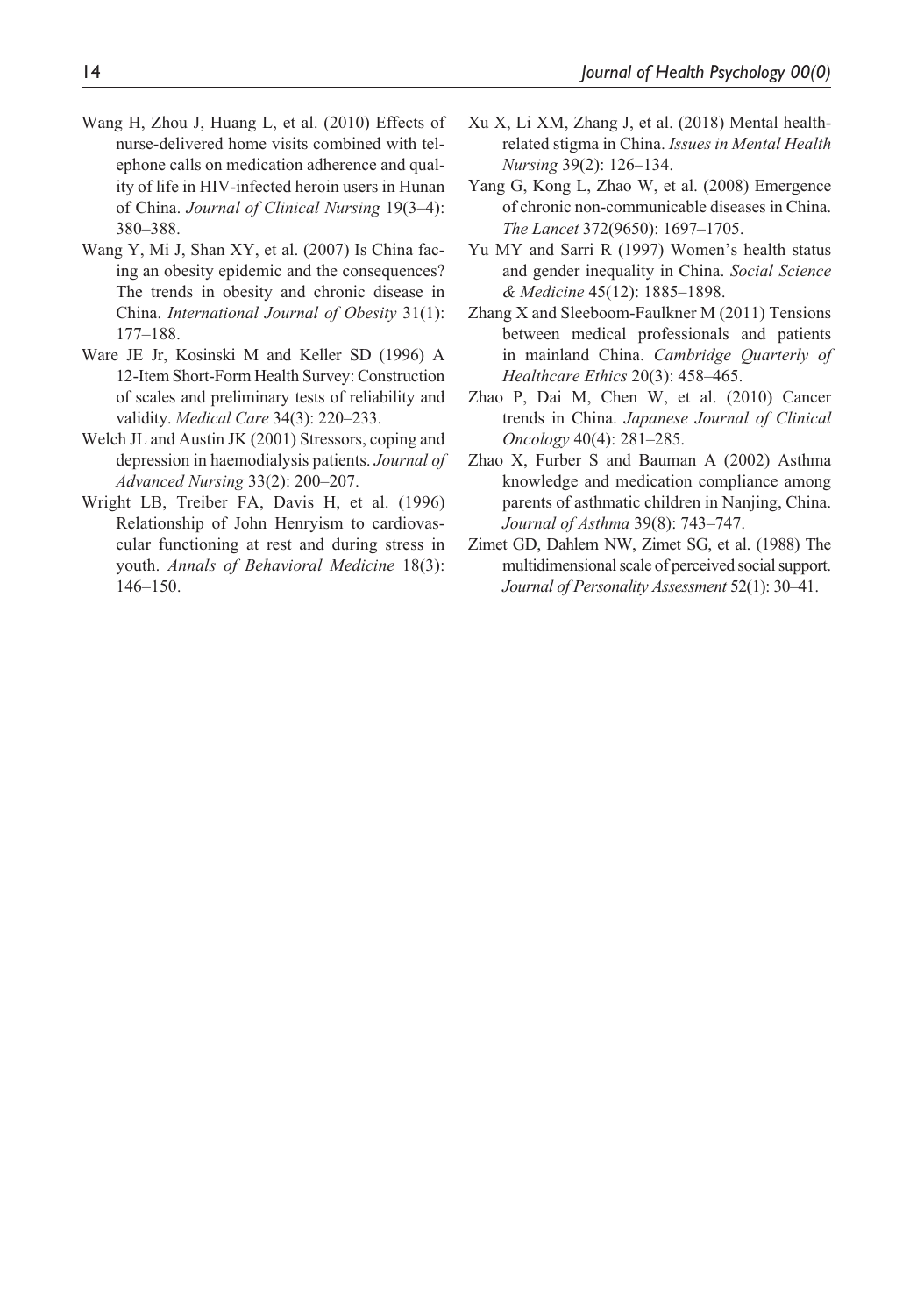Wang H, Zhou J, Huang L, et al. (2010) Effects of nurse-delivered home visits combined with telephone calls on medication adherence and quality of life in HIV-infected heroin users in Hunan of China. *Journal of Clinical Nursing* 19(3–4): 380–388.

Wang Y, Mi J, Shan XY, et al. (2007) Is China facing an obesity epidemic and the consequences? The trends in obesity and chronic disease in China. *International Journal of Obesity* 31(1): 177–188.

Ware JE Jr, Kosinski M and Keller SD (1996) A 12-Item Short-Form Health Survey: Construction of scales and preliminary tests of reliability and validity. *Medical Care* 34(3): 220–233.

Welch JL and Austin JK (2001) Stressors, coping and depression in haemodialysis patients. *Journal of Advanced Nursing* 33(2): 200–207.

Wright LB, Treiber FA, Davis H, et al. (1996) Relationship of John Henryism to cardiovascular functioning at rest and during stress in youth. *Annals of Behavioral Medicine* 18(3): 146–150.

Xu X, Li XM, Zhang J, et al. (2018) Mental health-related stigma in China. *Issues in Mental Health Nursing* 39(2): 126–134.

Yang G, Kong L, Zhao W, et al. (2008) Emergence of chronic non-communicable diseases in China. *The Lancet* 372(9650): 1697–1705.

Yu MY and Sarri R (1997) Women's health status and gender inequality in China. *Social Science & Medicine* 45(12): 1885–1898.

Zhang X and Sleeboom-Faulkner M (2011) Tensions between medical professionals and patients in mainland China. *Cambridge Quarterly of Healthcare Ethics* 20(3): 458–465.

Zhao P, Dai M, Chen W, et al. (2010) Cancer trends in China. *Japanese Journal of Clinical Oncology* 40(4): 281–285.

Zhao X, Furber S and Bauman A (2002) Asthma knowledge and medication compliance among parents of asthmatic children in Nanjing, China. *Journal of Asthma* 39(8): 743–747.

Zimet GD, Dahlem NW, Zimet SG, et al. (1988) The multidimensional scale of perceived social support. *Journal of Personality Assessment* 52(1): 30–41.